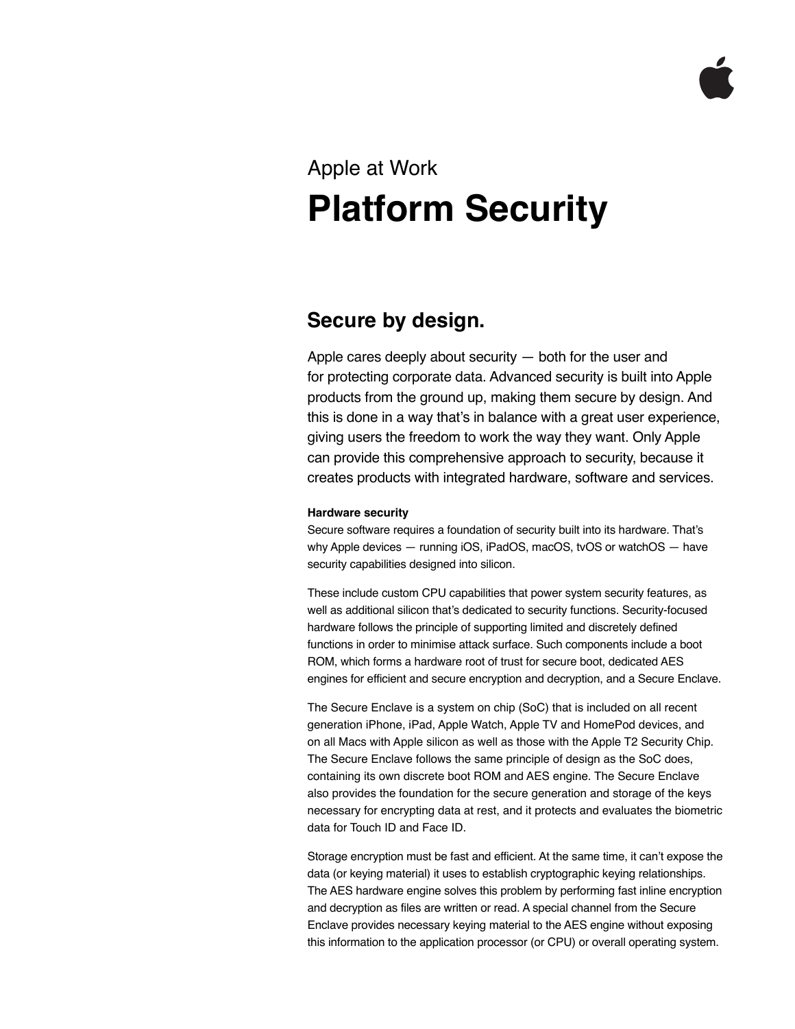Apple at Work

# Platform Security

## Secure by design.

Apple cares deeply about security — both for the user and for protecting corporate data. Advanced security is built into Apple products from the ground up, making them secure by design. And this is done in a way that's in balance with a great user experience, giving users the freedom to work the way they want. Only Apple can provide this comprehensive approach to security, because it creates products with integrated hardware, software and services.

**Hardware security**

Secure software requires a foundation of security built into its hardware. That's why Apple devices — running iOS, iPadOS, macOS, tvOS or watchOS — have security capabilities designed into silicon.

These include custom CPU capabilities that power system security features, as well as additional silicon that's dedicated to security functions. Security-focused hardware follows the principle of supporting limited and discretely defined functions in order to minimise attack surface. Such components include a boot ROM, which forms a hardware root of trust for secure boot, dedicated AES engines for efficient and secure encryption and decryption, and a Secure Enclave.

The Secure Enclave is a system on chip (SoC) that is included on all recent generation iPhone, iPad, Apple Watch, Apple TV and HomePod devices, and on all Macs with Apple silicon as well as those with the Apple T2 Security Chip. The Secure Enclave follows the same principle of design as the SoC does, containing its own discrete boot ROM and AES engine. The Secure Enclave also provides the foundation for the secure generation and storage of the keys necessary for encrypting data at rest, and it protects and evaluates the biometric data for Touch ID and Face ID.

Storage encryption must be fast and efficient. At the same time, it can't expose the data (or keying material) it uses to establish cryptographic keying relationships. The AES hardware engine solves this problem by performing fast inline encryption and decryption as files are written or read. A special channel from the Secure Enclave provides necessary keying material to the AES engine without exposing this information to the application processor (or CPU) or overall operating system.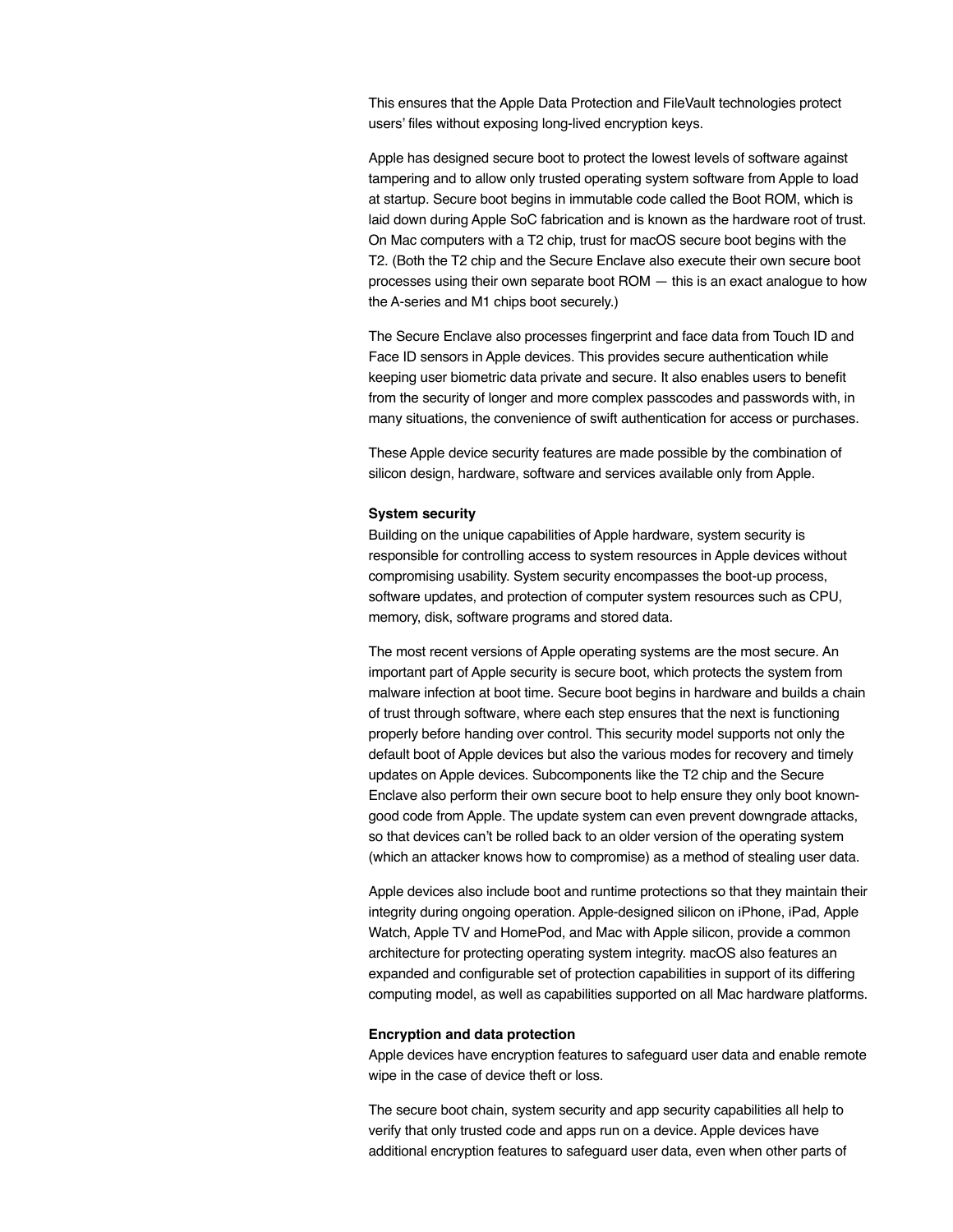This ensures that the Apple Data Protection and FileVault technologies protect users' files without exposing long-lived encryption keys.

Apple has designed secure boot to protect the lowest levels of software against tampering and to allow only trusted operating system software from Apple to load at startup. Secure boot begins in immutable code called the Boot ROM, which is laid down during Apple SoC fabrication and is known as the hardware root of trust. On Mac computers with a T2 chip, trust for macOS secure boot begins with the T2. (Both the T2 chip and the Secure Enclave also execute their own secure boot processes using their own separate boot ROM — this is an exact analogue to how the A-series and M1 chips boot securely.)

The Secure Enclave also processes fingerprint and face data from Touch ID and Face ID sensors in Apple devices. This provides secure authentication while keeping user biometric data private and secure. It also enables users to benefit from the security of longer and more complex passcodes and passwords with, in many situations, the convenience of swift authentication for access or purchases.

These Apple device security features are made possible by the combination of silicon design, hardware, software and services available only from Apple.

**System security**

Building on the unique capabilities of Apple hardware, system security is responsible for controlling access to system resources in Apple devices without compromising usability. System security encompasses the boot-up process, software updates, and protection of computer system resources such as CPU, memory, disk, software programs and stored data.

The most recent versions of Apple operating systems are the most secure. An important part of Apple security is secure boot, which protects the system from malware infection at boot time. Secure boot begins in hardware and builds a chain of trust through software, where each step ensures that the next is functioning properly before handing over control. This security model supports not only the default boot of Apple devices but also the various modes for recovery and timely updates on Apple devices. Subcomponents like the T2 chip and the Secure Enclave also perform their own secure boot to help ensure they only boot known-good code from Apple. The update system can even prevent downgrade attacks, so that devices can't be rolled back to an older version of the operating system (which an attacker knows how to compromise) as a method of stealing user data.

Apple devices also include boot and runtime protections so that they maintain their integrity during ongoing operation. Apple-designed silicon on iPhone, iPad, Apple Watch, Apple TV and HomePod, and Mac with Apple silicon, provide a common architecture for protecting operating system integrity. macOS also features an expanded and configurable set of protection capabilities in support of its differing computing model, as well as capabilities supported on all Mac hardware platforms.

**Encryption and data protection**

Apple devices have encryption features to safeguard user data and enable remote wipe in the case of device theft or loss.

The secure boot chain, system security and app security capabilities all help to verify that only trusted code and apps run on a device. Apple devices have additional encryption features to safeguard user data, even when other parts of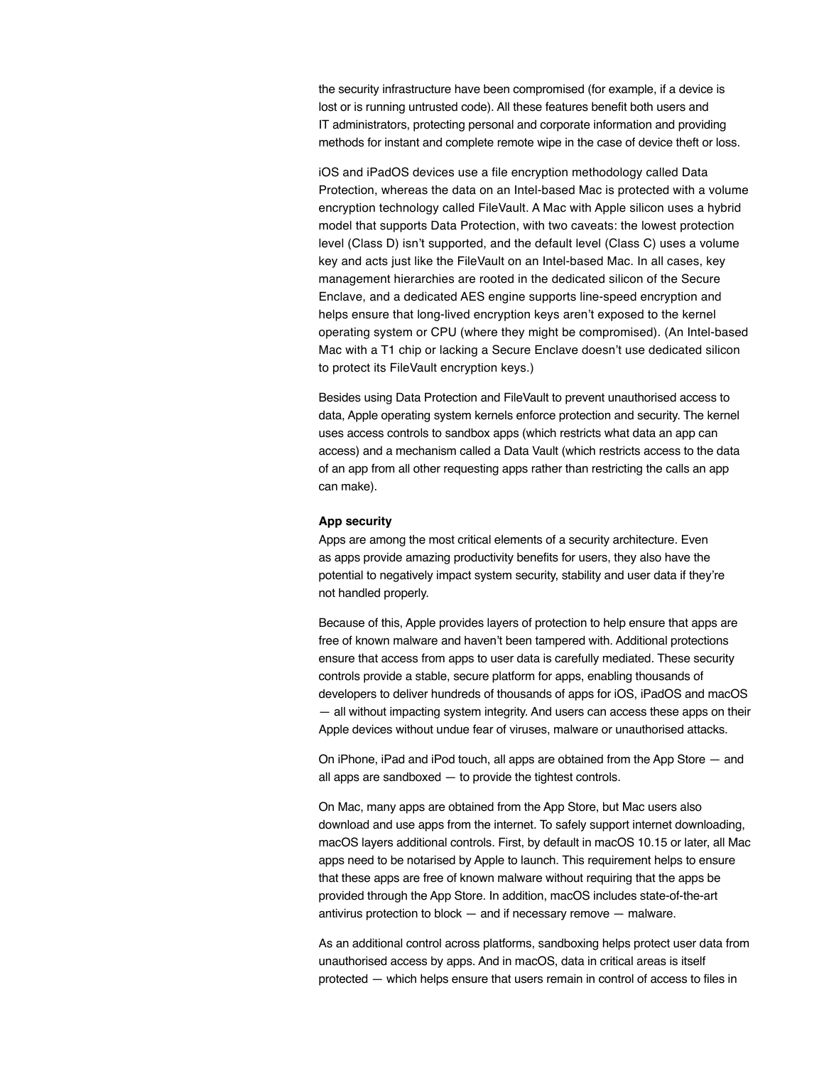the security infrastructure have been compromised (for example, if a device is lost or is running untrusted code). All these features benefit both users and IT administrators, protecting personal and corporate information and providing methods for instant and complete remote wipe in the case of device theft or loss.

iOS and iPadOS devices use a file encryption methodology called Data Protection, whereas the data on an Intel-based Mac is protected with a volume encryption technology called FileVault. A Mac with Apple silicon uses a hybrid model that supports Data Protection, with two caveats: the lowest protection level (Class D) isn't supported, and the default level (Class C) uses a volume key and acts just like the FileVault on an Intel-based Mac. In all cases, key management hierarchies are rooted in the dedicated silicon of the Secure Enclave, and a dedicated AES engine supports line-speed encryption and helps ensure that long-lived encryption keys aren't exposed to the kernel operating system or CPU (where they might be compromised). (An Intel-based Mac with a T1 chip or lacking a Secure Enclave doesn't use dedicated silicon to protect its FileVault encryption keys.)

Besides using Data Protection and FileVault to prevent unauthorised access to data, Apple operating system kernels enforce protection and security. The kernel uses access controls to sandbox apps (which restricts what data an app can access) and a mechanism called a Data Vault (which restricts access to the data of an app from all other requesting apps rather than restricting the calls an app can make).

**App security**

Apps are among the most critical elements of a security architecture. Even as apps provide amazing productivity benefits for users, they also have the potential to negatively impact system security, stability and user data if they're not handled properly.

Because of this, Apple provides layers of protection to help ensure that apps are free of known malware and haven't been tampered with. Additional protections ensure that access from apps to user data is carefully mediated. These security controls provide a stable, secure platform for apps, enabling thousands of developers to deliver hundreds of thousands of apps for iOS, iPadOS and macOS — all without impacting system integrity. And users can access these apps on their Apple devices without undue fear of viruses, malware or unauthorised attacks.

On iPhone, iPad and iPod touch, all apps are obtained from the App Store — and all apps are sandboxed — to provide the tightest controls.

On Mac, many apps are obtained from the App Store, but Mac users also download and use apps from the internet. To safely support internet downloading, macOS layers additional controls. First, by default in macOS 10.15 or later, all Mac apps need to be notarised by Apple to launch. This requirement helps to ensure that these apps are free of known malware without requiring that the apps be provided through the App Store. In addition, macOS includes state-of-the-art antivirus protection to block — and if necessary remove — malware.

As an additional control across platforms, sandboxing helps protect user data from unauthorised access by apps. And in macOS, data in critical areas is itself protected — which helps ensure that users remain in control of access to files in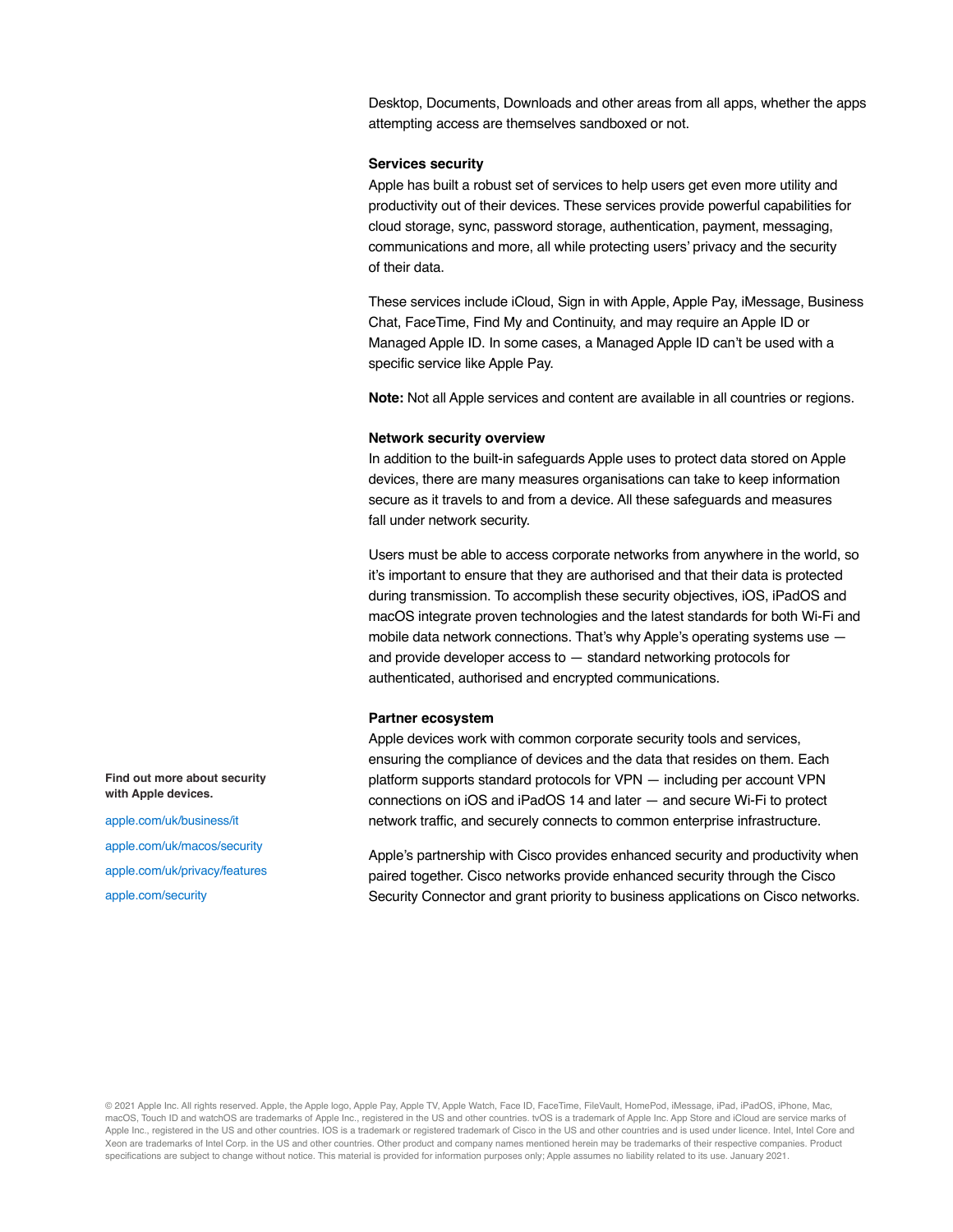Desktop, Documents, Downloads and other areas from all apps, whether the apps attempting access are themselves sandboxed or not.

### Services security

Apple has built a robust set of services to help users get even more utility and productivity out of their devices. These services provide powerful capabilities for cloud storage, sync, password storage, authentication, payment, messaging, communications and more, all while protecting users' privacy and the security of their data.

These services include iCloud, Sign in with Apple, Apple Pay, iMessage, Business Chat, FaceTime, Find My and Continuity, and may require an Apple ID or Managed Apple ID. In some cases, a Managed Apple ID can't be used with a specific service like Apple Pay.

**Note:** Not all Apple services and content are available in all countries or regions.

### Network security overview

In addition to the built-in safeguards Apple uses to protect data stored on Apple devices, there are many measures organisations can take to keep information secure as it travels to and from a device. All these safeguards and measures fall under network security.

Users must be able to access corporate networks from anywhere in the world, so it's important to ensure that they are authorised and that their data is protected during transmission. To accomplish these security objectives, iOS, iPadOS and macOS integrate proven technologies and the latest standards for both Wi-Fi and mobile data network connections. That's why Apple's operating systems use — and provide developer access to — standard networking protocols for authenticated, authorised and encrypted communications.

### Partner ecosystem

Apple devices work with common corporate security tools and services, ensuring the compliance of devices and the data that resides on them. Each platform supports standard protocols for VPN — including per account VPN connections on iOS and iPadOS 14 and later — and secure Wi-Fi to protect network traffic, and securely connects to common enterprise infrastructure.

Apple's partnership with Cisco provides enhanced security and productivity when paired together. Cisco networks provide enhanced security through the Cisco Security Connector and grant priority to business applications on Cisco networks.

**Find out more about security with Apple devices.**

apple.com/uk/business/it

apple.com/uk/macos/security

apple.com/uk/privacy/features

apple.com/security

© 2021 Apple Inc. All rights reserved. Apple, the Apple logo, Apple Pay, Apple TV, Apple Watch, Face ID, FaceTime, FileVault, HomePod, iMessage, iPad, iPadOS, iPhone, Mac, macOS, Touch ID and watchOS are trademarks of Apple Inc., registered in the US and other countries. tvOS is a trademark of Apple Inc. App Store and iCloud are service marks of Apple Inc., registered in the US and other countries. IOS is a trademark or registered trademark of Cisco in the US and other countries and is used under licence. Intel, Intel Core and Xeon are trademarks of Intel Corp. in the US and other countries. Other product and company names mentioned herein may be trademarks of their respective companies. Product specifications are subject to change without notice. This material is provided for information purposes only; Apple assumes no liability related to its use. January 2021.